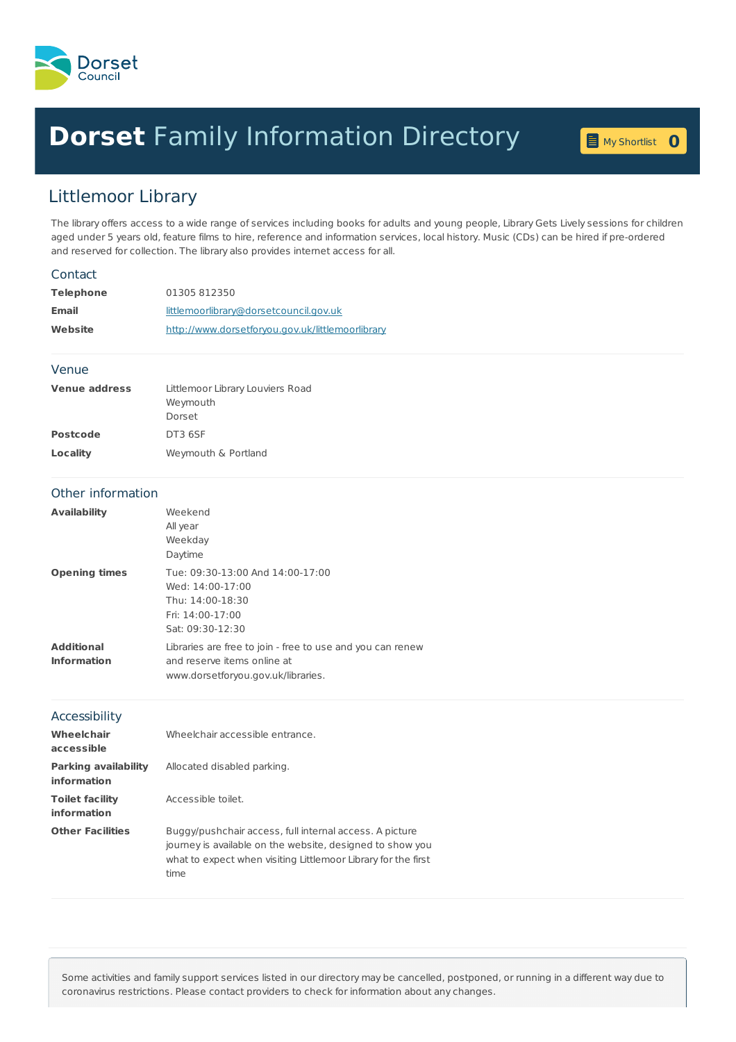Dorset Council

# **Dorset** Family Information Directory

My Shortlist **0**

## Littlemoor Library

The library offers access to a wide range of services including books for adults and young people, Library Gets Lively sessions for children aged under 5 years old, feature films to hire, reference and information services, local history. Music (CDs) can be hired if pre-ordered and reserved for collection. The library also provides internet access for all.

### Contact

| | |
|---|---|
| **Telephone** | 01305 812350 |
| **Email** | littlemoorlibrary@dorsetcouncil.gov.uk |
| **Website** | http://www.dorsetforyou.gov.uk/littlemoorlibrary |

### Venue

| | |
|---|---|
| **Venue address** | Littlemoor Library Louviers Road<br>Weymouth<br>Dorset |
| **Postcode** | DT3 6SF |
| **Locality** | Weymouth & Portland |

### Other information

| | |
|---|---|
| **Availability** | Weekend<br>All year<br>Weekday<br>Daytime |
| **Opening times** | Tue: 09:30-13:00 And 14:00-17:00<br>Wed: 14:00-17:00<br>Thu: 14:00-18:30<br>Fri: 14:00-17:00<br>Sat: 09:30-12:30 |
| **Additional Information** | Libraries are free to join - free to use and you can renew and reserve items online at www.dorsetforyou.gov.uk/libraries. |

### Accessibility

| | |
|---|---|
| **Wheelchair accessible** | Wheelchair accessible entrance. |
| **Parking availability information** | Allocated disabled parking. |
| **Toilet facility information** | Accessible toilet. |
| **Other Facilities** | Buggy/pushchair access, full internal access. A picture journey is available on the website, designed to show you what to expect when visiting Littlemoor Library for the first time |

Some activities and family support services listed in our directory may be cancelled, postponed, or running in a different way due to coronavirus restrictions. Please contact providers to check for information about any changes.